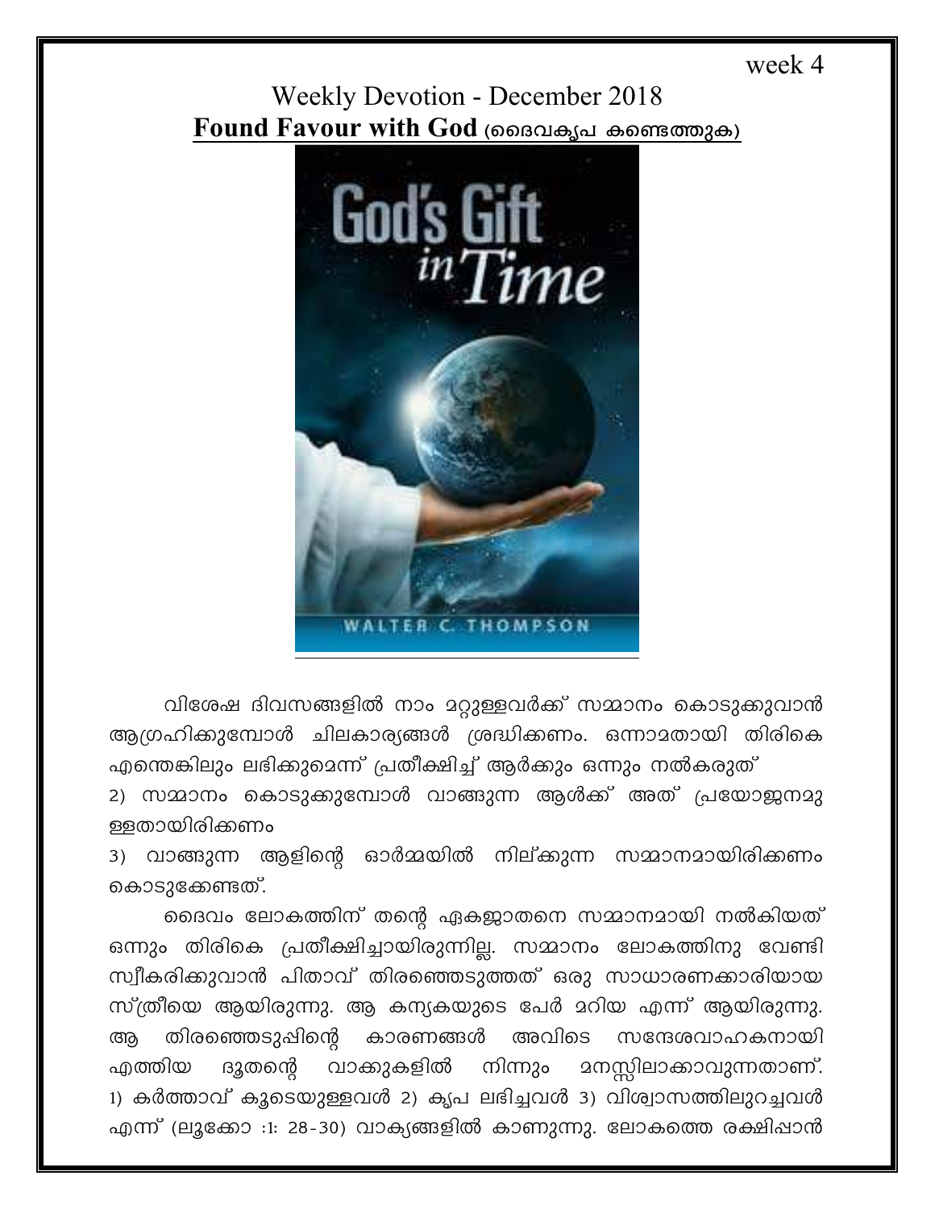week 4

# Weekly Devotion - December 2018

## Found Favour with God (ദൈവകൃപ കണ്ടെത്തുക)

വിശേഷ ദിവസങ്ങളിൽ നാം മറ്റുള്ളവർക്ക് സമ്മാനം കൊടുക്കുവാൻ ആഗ്രഹിക്കുമ്പോൾ ചിലകാര്യങ്ങൾ ശ്രദ്ധിക്കണം. ഒന്നാമതായി തിരികെ എന്തെങ്കിലും ലഭിക്കുമെന്ന് പ്രതീക്ഷിച്ച് ആർക്കും ഒന്നും നൽകരുത്
2) സമ്മാനം കൊടുക്കുമ്പോൾ വാങ്ങുന്ന ആൾക്ക് അത് പ്രയോജനമുള്ളതായിരിക്കണം
3) വാങ്ങുന്ന ആളിന്റെ ഓർമ്മയിൽ നില്ക്കുന്ന സമ്മാനമായിരിക്കണം കൊടുക്കേണ്ടത്.

ദൈവം ലോകത്തിന് തന്റെ ഏകജാതനെ സമ്മാനമായി നൽകിയത് ഒന്നും തിരികെ പ്രതീക്ഷിച്ചായിരുന്നില്ല. സമ്മാനം ലോകത്തിനു വേണ്ടി സ്വീകരിക്കുവാൻ പിതാവ് തിരഞ്ഞെടുത്തത് ഒരു സാധാരണക്കാരിയായ സ്ത്രീയെ ആയിരുന്നു. ആ കന്യകയുടെ പേർ മറിയ എന്ന് ആയിരുന്നു. ആ തിരഞ്ഞെടുപ്പിന്റെ കാരണങ്ങൾ അവിടെ സന്ദേശവാഹകനായി എത്തിയ ദൂതന്റെ വാക്കുകളിൽ നിന്നും മനസ്സിലാക്കാവുന്നതാണ്. 1) കർത്താവ് കൂടെയുള്ളവൾ 2) കൃപ ലഭിച്ചവൾ 3) വിശ്വാസത്തിലുറച്ചവൾ എന്ന് (ലൂക്കോ :1: 28-30) വാക്യങ്ങളിൽ കാണുന്നു. ലോകത്തെ രക്ഷിപ്പാൻ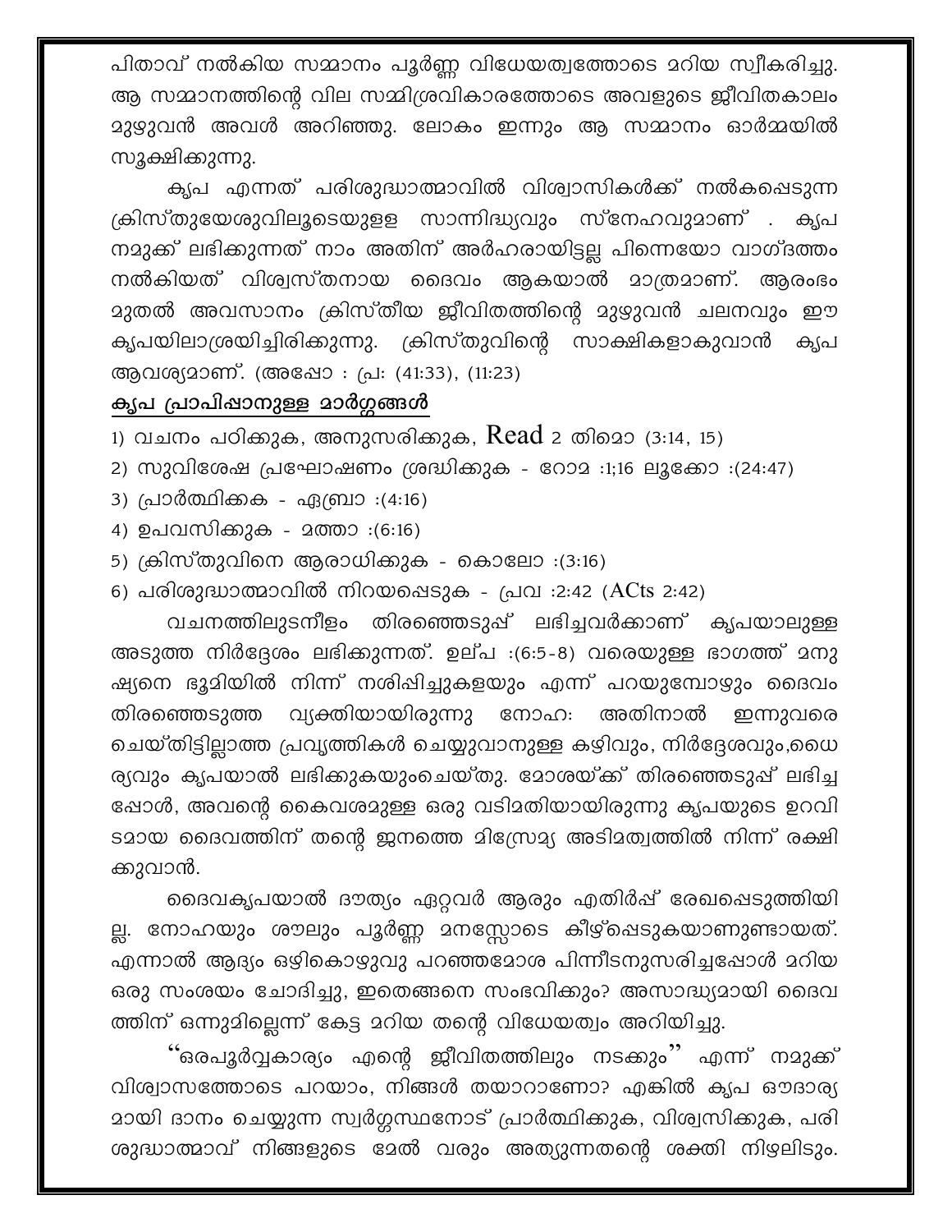പിതാവ് നൽകിയ സമ്മാനം പൂർണ്ണ വിധേയത്വത്തോടെ മറിയ സ്വീകരിച്ചു. ആ സമ്മാനത്തിന്റെ വില സമ്മിശ്രവികാരത്തോടെ അവളുടെ ജീവിതകാലം മുഴുവൻ അവൾ അറിഞ്ഞു. ലോകം ഇന്നും ആ സമ്മാനം ഓർമ്മയിൽ സൂക്ഷിക്കുന്നു.

കൃപ എന്നത് പരിശുദ്ധാത്മാവിൽ വിശ്വാസികൾക്ക് നൽകപ്പെടുന്ന ക്രിസ്തുയേശുവിലൂടെയുളള സാന്നിദ്ധ്യവും സ്നേഹവുമാണ് . കൃപ നമുക്ക് ലഭിക്കുന്നത് നാം അതിന് അർഹരായിട്ടല്ല പിന്നെയോ വാഗ്ദത്തം നൽകിയത് വിശ്വസ്തനായ ദൈവം ആകയാൽ മാത്രമാണ്. ആരംഭം മുതൽ അവസാനം ക്രിസ്തീയ ജീവിതത്തിന്റെ മുഴുവൻ ചലനവും ഈ കൃപയിലാശ്രയിച്ചിരിക്കുന്നു. ക്രിസ്തുവിന്റെ സാക്ഷികളാകുവാൻ കൃപ ആവശ്യമാണ്. (അപ്പോ : പ്ര: (41:33), (11:23)

**<u>കൃപ പ്രാപിപ്പാനുള്ള മാർഗ്ഗങ്ങൾ</u>**

1) വചനം പഠിക്കുക, അനുസരിക്കുക, Read 2 തിമൊ (3:14, 15)
2) സുവിശേഷ പ്രഘോഷണം ശ്രദ്ധിക്കുക - റോമ :1;16 ലൂക്കോ :(24:47)
3) പ്രാർത്ഥിക്കക - എബ്രാ :(4:16)
4) ഉപവസിക്കുക - മത്താ :(6:16)
5) ക്രിസ്തുവിനെ ആരാധിക്കുക - കൊലോ :(3:16)
6) പരിശുദ്ധാത്മാവിൽ നിറയപ്പെടുക - പ്രവ :2:42 (ACts 2:42)

വചനത്തിലുടനീളം തിരഞ്ഞെടുപ്പ് ലഭിച്ചവർക്കാണ് കൃപയാലുള്ള അടുത്ത നിർദ്ദേശം ലഭിക്കുന്നത്. ഉല്പ :(6:5-8) വരെയുള്ള ഭാഗത്ത് മനുഷ്യനെ ഭൂമിയിൽ നിന്ന് നശിപ്പിച്ചുകളയും എന്ന് പറയുമ്പോഴും ദൈവം തിരഞ്ഞെടുത്ത വ്യക്തിയായിരുന്നു നോഹ: അതിനാൽ ഇന്നുവരെ ചെയ്തിട്ടില്ലാത്ത പ്രവൃത്തികൾ ചെയ്യുവാനുള്ള കഴിവും, നിർദ്ദേശവും,ധൈര്യവും കൃപയാൽ ലഭിക്കുകയുംചെയ്തു. മോശയ്ക്ക് തിരഞ്ഞെടുപ്പ് ലഭിച്ചപ്പോൾ, അവന്റെ കൈവശമുള്ള ഒരു വടിമതിയായിരുന്നു കൃപയുടെ ഉറവിടമായ ദൈവത്തിന് തന്റെ ജനത്തെ മിസ്രേമ്യ അടിമത്വത്തിൽ നിന്ന് രക്ഷിക്കുവാൻ.

ദൈവകൃപയാൽ ദൗത്യം ഏറ്റവർ ആരും എതിർപ്പ് രേഖപ്പെടുത്തിയില്ല. നോഹയും ശൗലും പൂർണ്ണ മനസ്സോടെ കീഴ്പ്പെടുകയാണുണ്ടായത്. എന്നാൽ ആദ്യം ഒഴികൊഴുവു പറഞ്ഞമോശ പിന്നീടനുസരിച്ചപ്പോൾ മറിയ ഒരു സംശയം ചോദിച്ചു, ഇതെങ്ങനെ സംഭവിക്കും? അസാദ്ധ്യമായി ദൈവത്തിന് ഒന്നുമില്ലെന്ന് കേട്ട മറിയ തന്റെ വിധേയത്വം അറിയിച്ചു.

"ഒരപൂർവ്വകാര്യം എന്റെ ജീവിതത്തിലും നടക്കും" എന്ന് നമുക്ക് വിശ്വാസത്തോടെ പറയാം, നിങ്ങൾ തയാറാണോ? എങ്കിൽ കൃപ ഔദാര്യമായി ദാനം ചെയ്യുന്ന സ്വർഗ്ഗസ്ഥനോട് പ്രാർത്ഥിക്കുക, വിശ്വസിക്കുക, പരിശുദ്ധാത്മാവ് നിങ്ങളുടെ മേൽ വരും അത്യുന്നതന്റെ ശക്തി നിഴലിടും.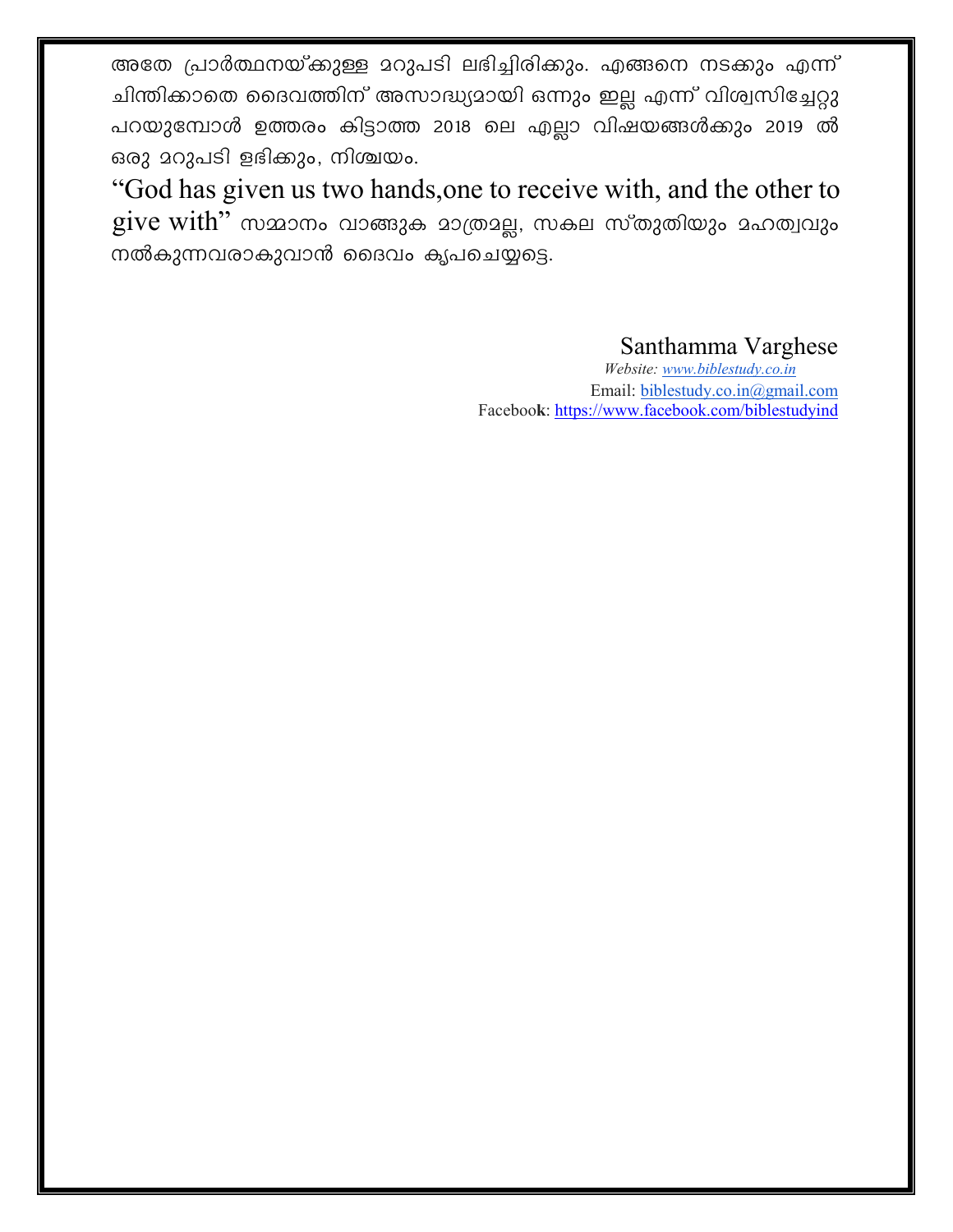അതേ പ്രാർത്ഥനയ്ക്കുള്ള മറുപടി ലഭിച്ചിരിക്കും. എങ്ങനെ നടക്കും എന്ന് ചിന്തിക്കാതെ ദൈവത്തിന് അസാദ്ധ്യമായി ഒന്നും ഇല്ല എന്ന് വിശ്വസിച്ചേറ്റു പറയുമ്പോൾ ഉത്തരം കിട്ടാത്ത 2018 ലെ എല്ലാ വിഷയങ്ങൾക്കും 2019 ൽ ഒരു മറുപടി ലഭിക്കും, നിശ്ചയം.

"God has given us two hands,one to receive with, and the other to give with" സമ്മാനം വാങ്ങുക മാത്രമല്ല, സകല സ്തുതിയും മഹത്വവും നൽകുന്നവരാകുവാൻ ദൈവം കൃപചെയ്യട്ടെ.

Santhamma Varghese

*Website: www.biblestudy.co.in*

Email: biblestudy.co.in@gmail.com

Facebook: https://www.facebook.com/biblestudyind